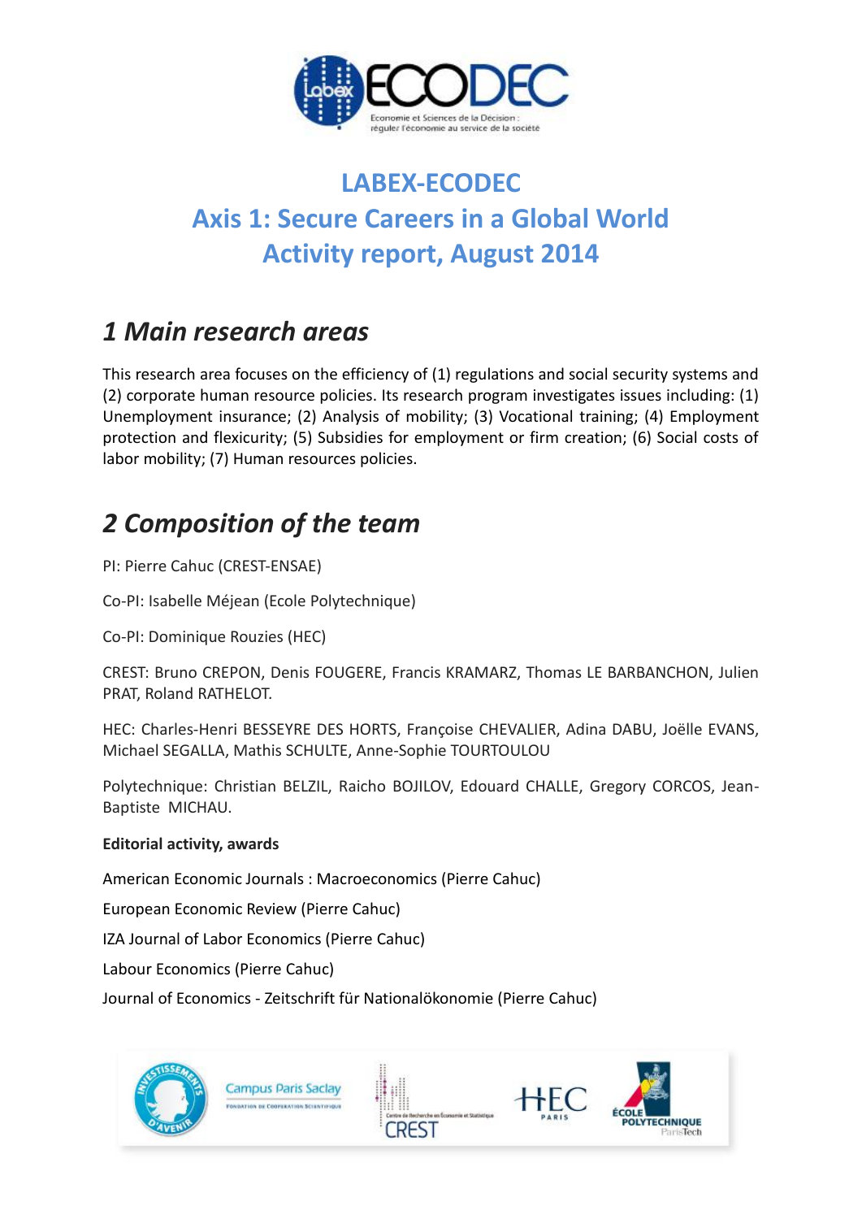# LABEX-ECODEC
# Axis 1: Secure Careers in a Global World
# Activity report, August 2014

## *1 Main research areas*

This research area focuses on the efficiency of (1) regulations and social security systems and (2) corporate human resource policies. Its research program investigates issues including: (1) Unemployment insurance; (2) Analysis of mobility; (3) Vocational training; (4) Employment protection and flexicurity; (5) Subsidies for employment or firm creation; (6) Social costs of labor mobility; (7) Human resources policies.

## *2 Composition of the team*

PI: Pierre Cahuc (CREST-ENSAE)

Co-PI: Isabelle Méjean (Ecole Polytechnique)

Co-PI: Dominique Rouzies (HEC)

CREST: Bruno CREPON, Denis FOUGERE, Francis KRAMARZ, Thomas LE BARBANCHON, Julien PRAT, Roland RATHELOT.

HEC: Charles-Henri BESSEYRE DES HORTS, Françoise CHEVALIER, Adina DABU, Joëlle EVANS, Michael SEGALLA, Mathis SCHULTE, Anne-Sophie TOURTOULOU

Polytechnique: Christian BELZIL, Raicho BOJILOV, Edouard CHALLE, Gregory CORCOS, Jean-Baptiste MICHAU.

**Editorial activity, awards**

American Economic Journals : Macroeconomics (Pierre Cahuc)

European Economic Review (Pierre Cahuc)

IZA Journal of Labor Economics (Pierre Cahuc)

Labour Economics (Pierre Cahuc)

Journal of Economics - Zeitschrift für Nationalökonomie (Pierre Cahuc)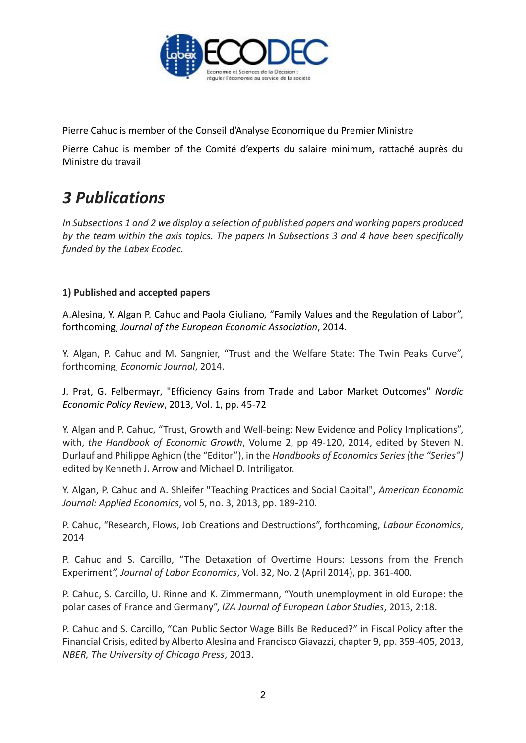Pierre Cahuc is member of the Conseil d'Analyse Economique du Premier Ministre

Pierre Cahuc is member of the Comité d'experts du salaire minimum, rattaché auprès du Ministre du travail

# *3 Publications*

*In Subsections 1 and 2 we display a selection of published papers and working papers produced by the team within the axis topics. The papers In Subsections 3 and 4 have been specifically funded by the Labex Ecodec.*

**1) Published and accepted papers**

A.Alesina, Y. Algan P. Cahuc and Paola Giuliano, "Family Values and the Regulation of Labor", forthcoming, *Journal of the European Economic Association*, 2014.

Y. Algan, P. Cahuc and M. Sangnier, "Trust and the Welfare State: The Twin Peaks Curve", forthcoming, *Economic Journal*, 2014.

J. Prat, G. Felbermayr, "Efficiency Gains from Trade and Labor Market Outcomes" *Nordic Economic Policy Review*, 2013, Vol. 1, pp. 45-72

Y. Algan and P. Cahuc, "Trust, Growth and Well-being: New Evidence and Policy Implications", with, *the Handbook of Economic Growth*, Volume 2, pp 49-120, 2014, edited by Steven N. Durlauf and Philippe Aghion (the "Editor"), in the *Handbooks of Economics Series (the "Series")* edited by Kenneth J. Arrow and Michael D. Intriligator.

Y. Algan, P. Cahuc and A. Shleifer "Teaching Practices and Social Capital", *American Economic Journal: Applied Economics*, vol 5, no. 3, 2013, pp. 189-210.

P. Cahuc, "Research, Flows, Job Creations and Destructions", forthcoming, *Labour Economics*, 2014

P. Cahuc and S. Carcillo, "The Detaxation of Overtime Hours: Lessons from the French Experiment*", Journal of Labor Economics*, Vol. 32, No. 2 (April 2014), pp. 361-400.

P. Cahuc, S. Carcillo, U. Rinne and K. Zimmermann, "Youth unemployment in old Europe: the polar cases of France and Germany", *IZA Journal of European Labor Studies*, 2013, 2:18.

P. Cahuc and S. Carcillo, "Can Public Sector Wage Bills Be Reduced?" in Fiscal Policy after the Financial Crisis, edited by Alberto Alesina and Francisco Giavazzi, chapter 9, pp. 359-405, 2013, *NBER, The University of Chicago Press*, 2013.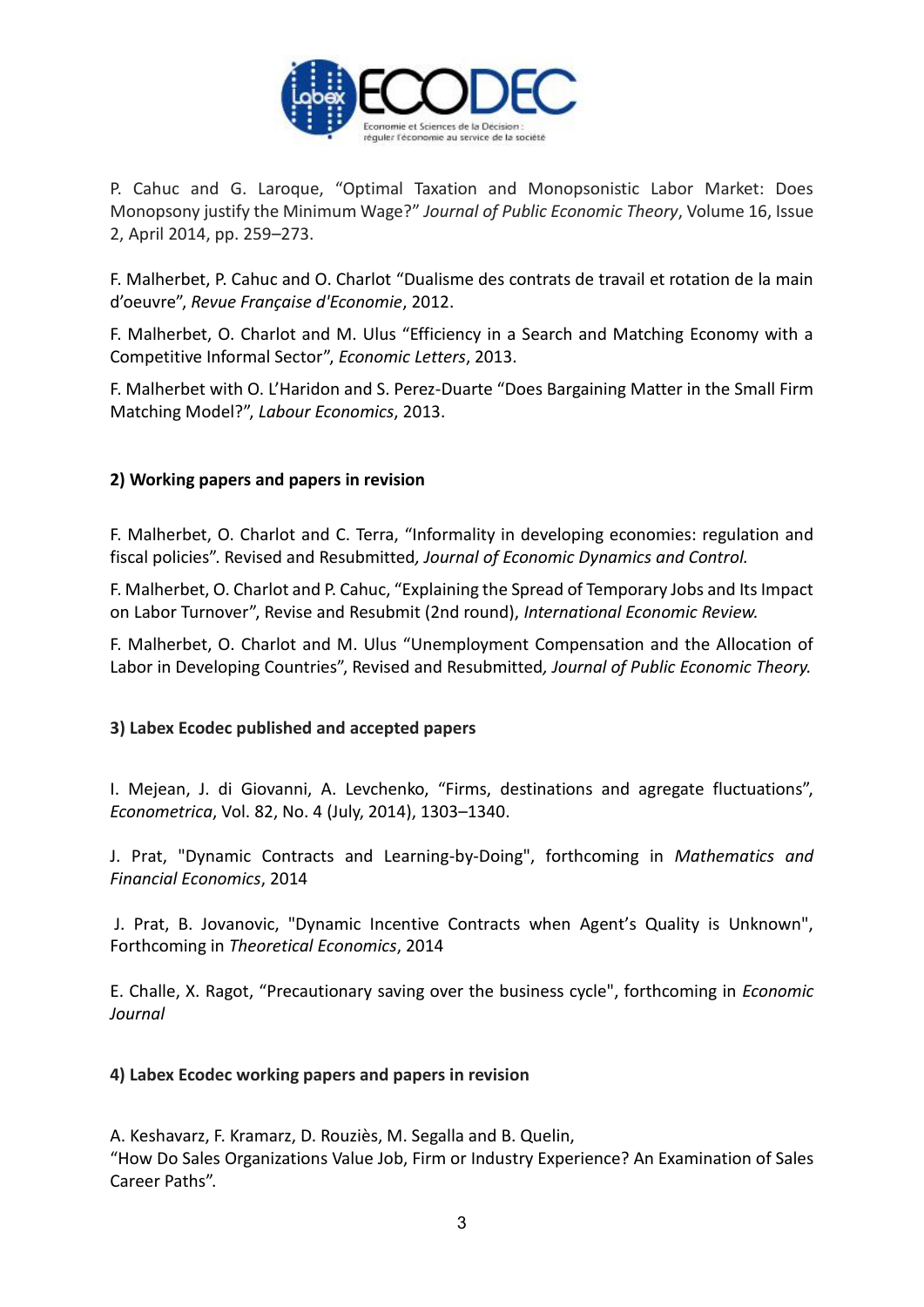P. Cahuc and G. Laroque, "Optimal Taxation and Monopsonistic Labor Market: Does Monopsony justify the Minimum Wage?" *Journal of Public Economic Theory*, Volume 16, Issue 2, April 2014, pp. 259–273.

F. Malherbet, P. Cahuc and O. Charlot "Dualisme des contrats de travail et rotation de la main d'oeuvre", *Revue Française d'Economie*, 2012.

F. Malherbet, O. Charlot and M. Ulus "Efficiency in a Search and Matching Economy with a Competitive Informal Sector", *Economic Letters*, 2013.

F. Malherbet with O. L'Haridon and S. Perez-Duarte "Does Bargaining Matter in the Small Firm Matching Model?", *Labour Economics*, 2013.

**2) Working papers and papers in revision**

F. Malherbet, O. Charlot and C. Terra, "Informality in developing economies: regulation and fiscal policies". Revised and Resubmitted*, Journal of Economic Dynamics and Control.*

F. Malherbet, O. Charlot and P. Cahuc, "Explaining the Spread of Temporary Jobs and Its Impact on Labor Turnover", Revise and Resubmit (2nd round), *International Economic Review.*

F. Malherbet, O. Charlot and M. Ulus "Unemployment Compensation and the Allocation of Labor in Developing Countries", Revised and Resubmitted*, Journal of Public Economic Theory.*

**3) Labex Ecodec published and accepted papers**

I. Mejean, J. di Giovanni, A. Levchenko, "Firms, destinations and agregate fluctuations", *Econometrica*, Vol. 82, No. 4 (July, 2014), 1303–1340.

J. Prat, "Dynamic Contracts and Learning-by-Doing", forthcoming in *Mathematics and Financial Economics*, 2014

J. Prat, B. Jovanovic, "Dynamic Incentive Contracts when Agent's Quality is Unknown", Forthcoming in *Theoretical Economics*, 2014

E. Challe, X. Ragot, "Precautionary saving over the business cycle", forthcoming in *Economic Journal*

**4) Labex Ecodec working papers and papers in revision**

A. Keshavarz, F. Kramarz, D. Rouziès, M. Segalla and B. Quelin,
"How Do Sales Organizations Value Job, Firm or Industry Experience? An Examination of Sales Career Paths".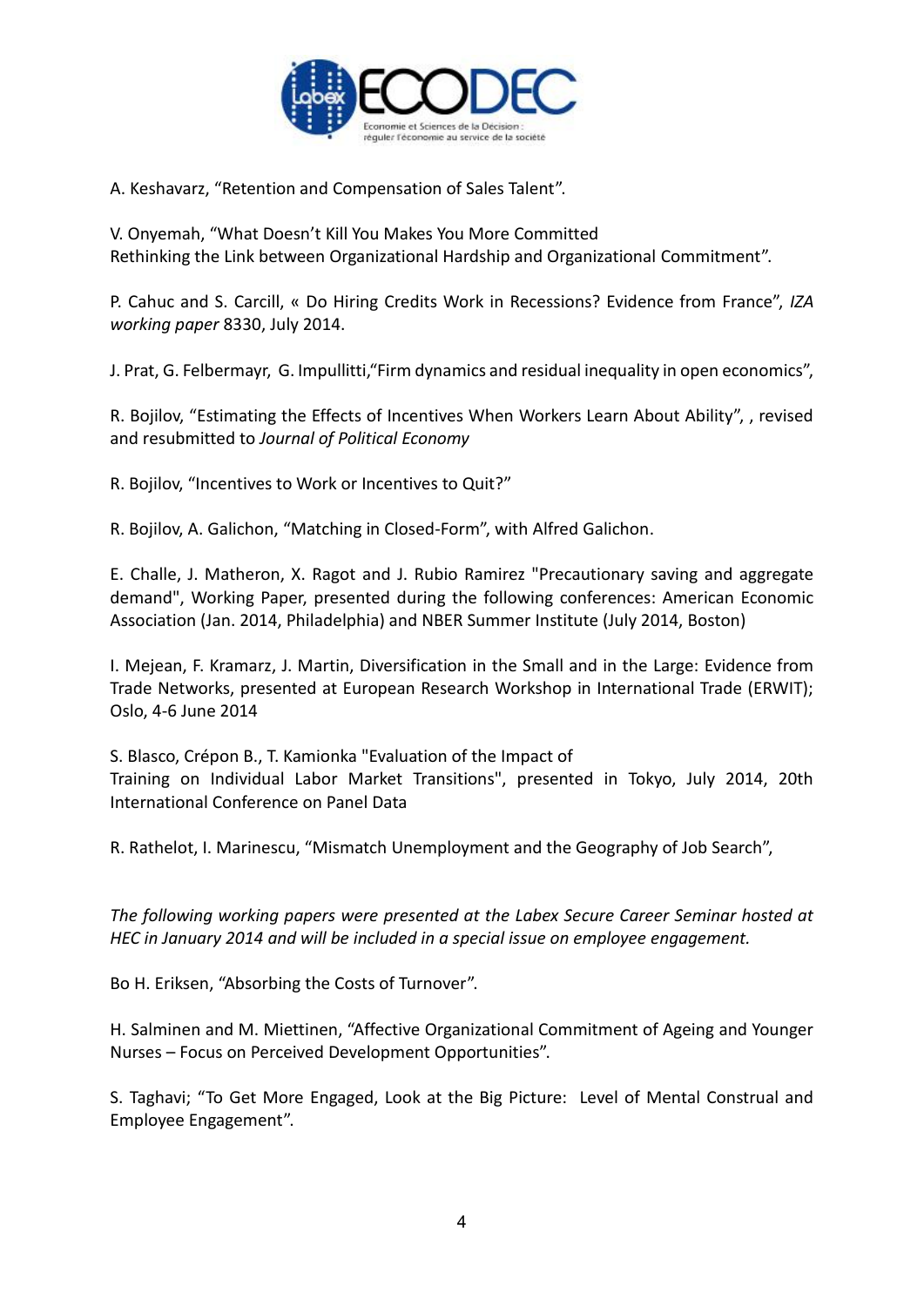A. Keshavarz, “Retention and Compensation of Sales Talent”.

V. Onyemah, “What Doesn’t Kill You Makes You More Committed
Rethinking the Link between Organizational Hardship and Organizational Commitment”.

P. Cahuc and S. Carcill, « Do Hiring Credits Work in Recessions? Evidence from France”, *IZA working paper* 8330, July 2014.

J. Prat, G. Felbermayr, G. Impullitti,“Firm dynamics and residual inequality in open economics”,

R. Bojilov, “Estimating the Effects of Incentives When Workers Learn About Ability”, , revised and resubmitted to *Journal of Political Economy*

R. Bojilov, “Incentives to Work or Incentives to Quit?”

R. Bojilov, A. Galichon, “Matching in Closed-Form”, with Alfred Galichon.

E. Challe, J. Matheron, X. Ragot and J. Rubio Ramirez "Precautionary saving and aggregate demand", Working Paper, presented during the following conferences: American Economic Association (Jan. 2014, Philadelphia) and NBER Summer Institute (July 2014, Boston)

I. Mejean, F. Kramarz, J. Martin, Diversification in the Small and in the Large: Evidence from Trade Networks, presented at European Research Workshop in International Trade (ERWIT); Oslo, 4-6 June 2014

S. Blasco, Crépon B., T. Kamionka "Evaluation of the Impact of
Training on Individual Labor Market Transitions", presented in Tokyo, July 2014, 20th International Conference on Panel Data

R. Rathelot, I. Marinescu, “Mismatch Unemployment and the Geography of Job Search”,

*The following working papers were presented at the Labex Secure Career Seminar hosted at HEC in January 2014 and will be included in a special issue on employee engagement.*

Bo H. Eriksen, “Absorbing the Costs of Turnover”.

H. Salminen and M. Miettinen, “Affective Organizational Commitment of Ageing and Younger Nurses – Focus on Perceived Development Opportunities”.

S. Taghavi; “To Get More Engaged, Look at the Big Picture: Level of Mental Construal and Employee Engagement”.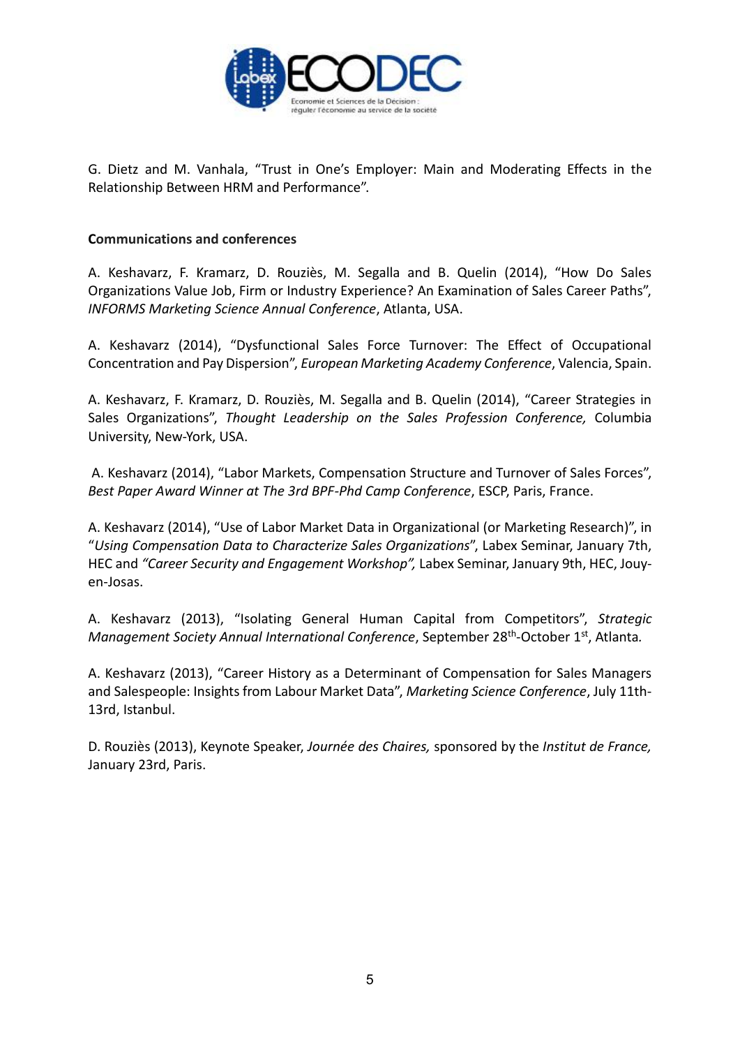G. Dietz and M. Vanhala, "Trust in One's Employer: Main and Moderating Effects in the Relationship Between HRM and Performance".

**Communications and conferences**

A. Keshavarz, F. Kramarz, D. Rouziès, M. Segalla and B. Quelin (2014), "How Do Sales Organizations Value Job, Firm or Industry Experience? An Examination of Sales Career Paths", *INFORMS Marketing Science Annual Conference*, Atlanta, USA.

A. Keshavarz (2014), "Dysfunctional Sales Force Turnover: The Effect of Occupational Concentration and Pay Dispersion", *European Marketing Academy Conference*, Valencia, Spain.

A. Keshavarz, F. Kramarz, D. Rouziès, M. Segalla and B. Quelin (2014), "Career Strategies in Sales Organizations", *Thought Leadership on the Sales Profession Conference,* Columbia University, New-York, USA.

A. Keshavarz (2014), "Labor Markets, Compensation Structure and Turnover of Sales Forces", *Best Paper Award Winner at The 3rd BPF-Phd Camp Conference*, ESCP, Paris, France.

A. Keshavarz (2014), "Use of Labor Market Data in Organizational (or Marketing Research)", in "*Using Compensation Data to Characterize Sales Organizations*", Labex Seminar, January 7th, HEC and *"Career Security and Engagement Workshop",* Labex Seminar, January 9th, HEC, Jouy-en-Josas.

A. Keshavarz (2013), "Isolating General Human Capital from Competitors", *Strategic Management Society Annual International Conference*, September 28th-October 1st, Atlanta*.*

A. Keshavarz (2013), "Career History as a Determinant of Compensation for Sales Managers and Salespeople: Insights from Labour Market Data", *Marketing Science Conference*, July 11th-13rd, Istanbul.

D. Rouziès (2013), Keynote Speaker, *Journée des Chaires,* sponsored by the *Institut de France,* January 23rd, Paris.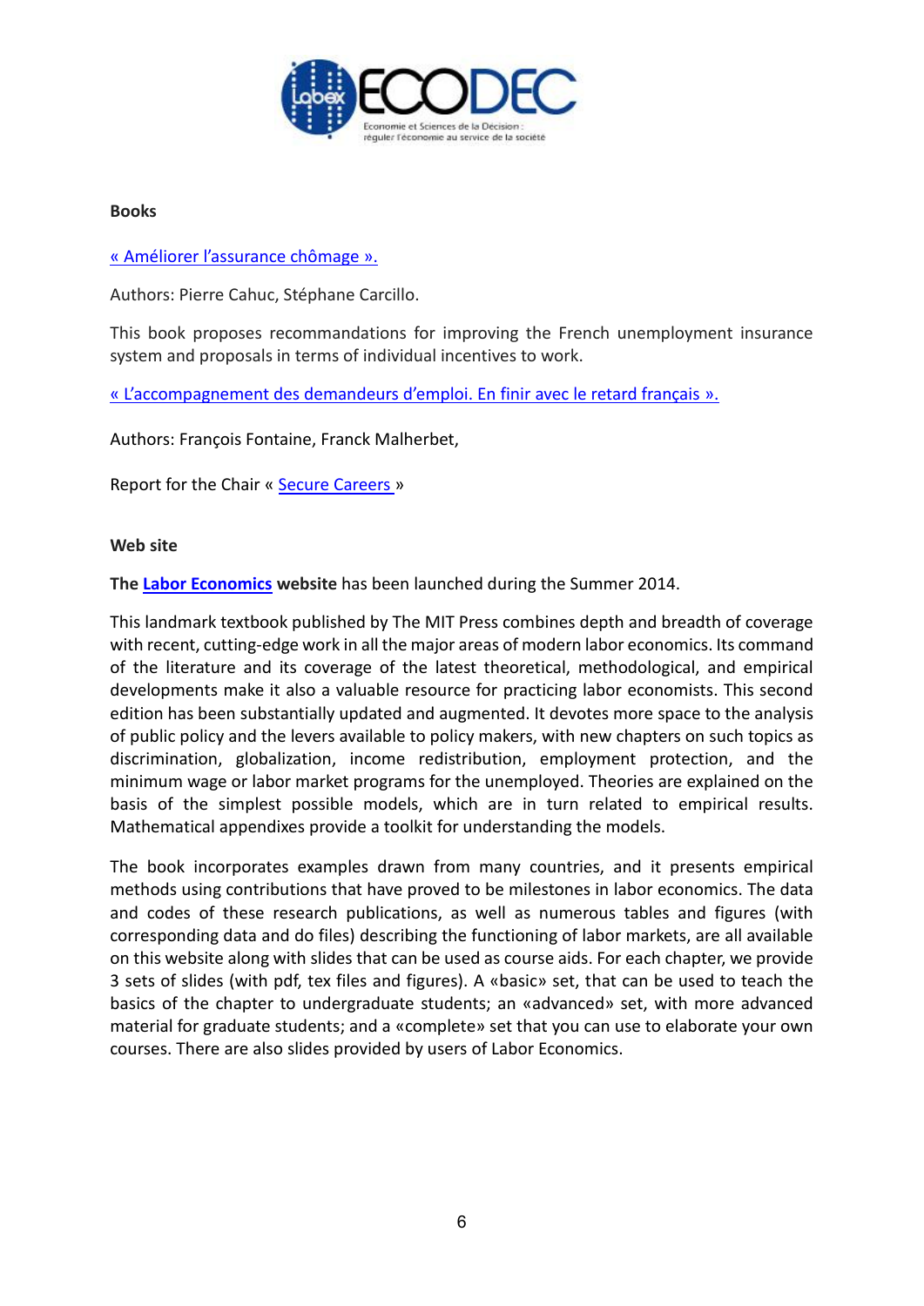**Books**

« Améliorer l'assurance chômage ».

Authors: Pierre Cahuc, Stéphane Carcillo.

This book proposes recommandations for improving the French unemployment insurance system and proposals in terms of individual incentives to work.

« L'accompagnement des demandeurs d'emploi. En finir avec le retard français ».

Authors: François Fontaine, Franck Malherbet,

Report for the Chair « Secure Careers »

**Web site**

**The Labor Economics website** has been launched during the Summer 2014.

This landmark textbook published by The MIT Press combines depth and breadth of coverage with recent, cutting-edge work in all the major areas of modern labor economics. Its command of the literature and its coverage of the latest theoretical, methodological, and empirical developments make it also a valuable resource for practicing labor economists. This second edition has been substantially updated and augmented. It devotes more space to the analysis of public policy and the levers available to policy makers, with new chapters on such topics as discrimination, globalization, income redistribution, employment protection, and the minimum wage or labor market programs for the unemployed. Theories are explained on the basis of the simplest possible models, which are in turn related to empirical results. Mathematical appendixes provide a toolkit for understanding the models.

The book incorporates examples drawn from many countries, and it presents empirical methods using contributions that have proved to be milestones in labor economics. The data and codes of these research publications, as well as numerous tables and figures (with corresponding data and do files) describing the functioning of labor markets, are all available on this website along with slides that can be used as course aids. For each chapter, we provide 3 sets of slides (with pdf, tex files and figures). A «basic» set, that can be used to teach the basics of the chapter to undergraduate students; an «advanced» set, with more advanced material for graduate students; and a «complete» set that you can use to elaborate your own courses. There are also slides provided by users of Labor Economics.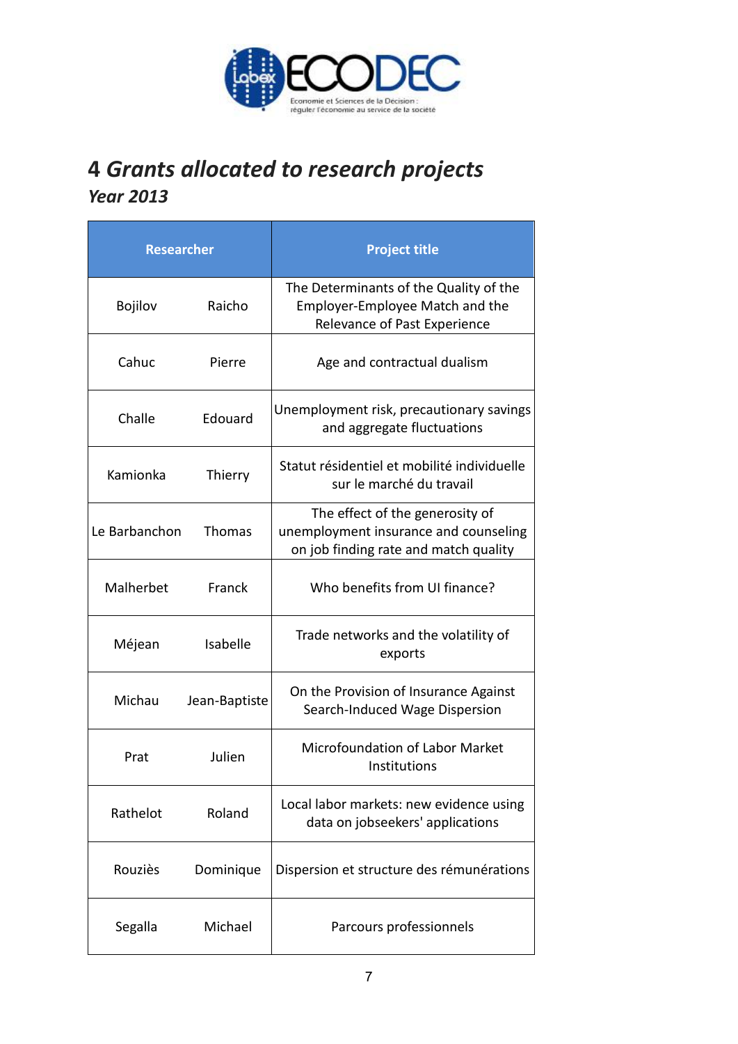# 4 *Grants allocated to research projects*

***Year 2013***

| Researcher | | Project title |
|---|---|---|
| Bojilov | Raicho | The Determinants of the Quality of the Employer-Employee Match and the Relevance of Past Experience |
| Cahuc | Pierre | Age and contractual dualism |
| Challe | Edouard | Unemployment risk, precautionary savings and aggregate fluctuations |
| Kamionka | Thierry | Statut résidentiel et mobilité individuelle sur le marché du travail |
| Le Barbanchon | Thomas | The effect of the generosity of unemployment insurance and counseling on job finding rate and match quality |
| Malherbet | Franck | Who benefits from UI finance? |
| Méjean | Isabelle | Trade networks and the volatility of exports |
| Michau | Jean-Baptiste | On the Provision of Insurance Against Search-Induced Wage Dispersion |
| Prat | Julien | Microfoundation of Labor Market Institutions |
| Rathelot | Roland | Local labor markets: new evidence using data on jobseekers' applications |
| Rouziès | Dominique | Dispersion et structure des rémunérations |
| Segalla | Michael | Parcours professionnels |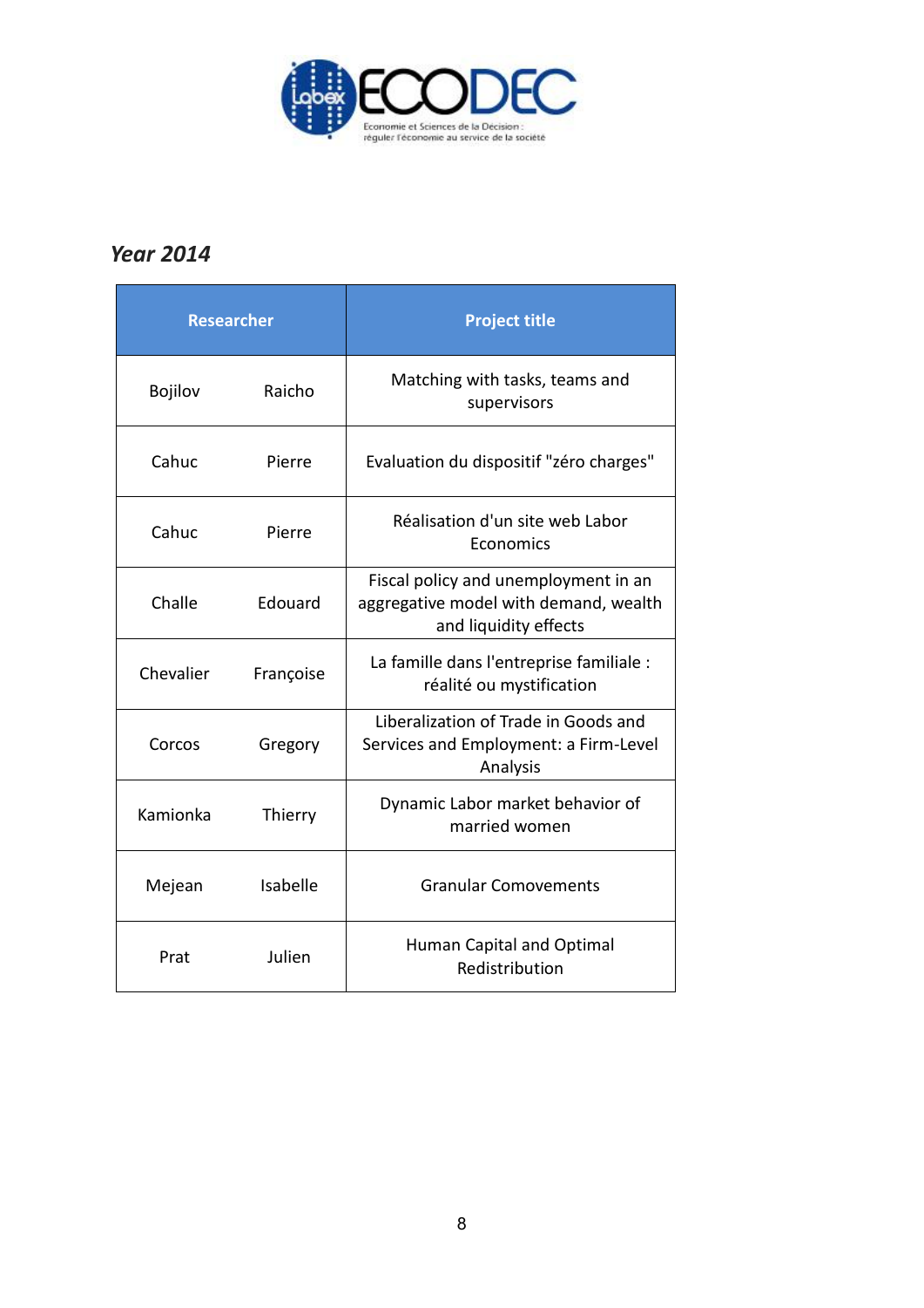*Year 2014*

| Researcher | | Project title |
|---|---|---|
| Bojilov | Raicho | Matching with tasks, teams and supervisors |
| Cahuc | Pierre | Evaluation du dispositif "zéro charges" |
| Cahuc | Pierre | Réalisation d'un site web Labor Economics |
| Challe | Edouard | Fiscal policy and unemployment in an aggregative model with demand, wealth and liquidity effects |
| Chevalier | Françoise | La famille dans l'entreprise familiale : réalité ou mystification |
| Corcos | Gregory | Liberalization of Trade in Goods and Services and Employment: a Firm-Level Analysis |
| Kamionka | Thierry | Dynamic Labor market behavior of married women |
| Mejean | Isabelle | Granular Comovements |
| Prat | Julien | Human Capital and Optimal Redistribution |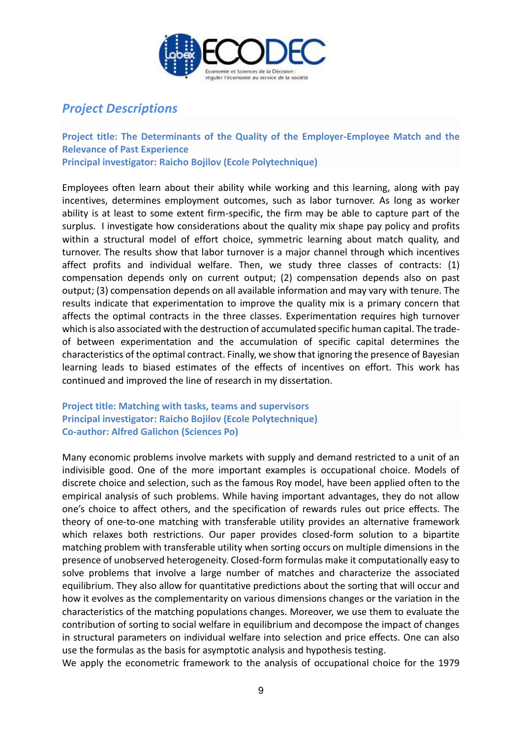## Project Descriptions

**Project title: The Determinants of the Quality of the Employer-Employee Match and the Relevance of Past Experience**
**Principal investigator: Raicho Bojilov (Ecole Polytechnique)**

Employees often learn about their ability while working and this learning, along with pay incentives, determines employment outcomes, such as labor turnover. As long as worker ability is at least to some extent firm-specific, the firm may be able to capture part of the surplus. I investigate how considerations about the quality mix shape pay policy and profits within a structural model of effort choice, symmetric learning about match quality, and turnover. The results show that labor turnover is a major channel through which incentives affect profits and individual welfare. Then, we study three classes of contracts: (1) compensation depends only on current output; (2) compensation depends also on past output; (3) compensation depends on all available information and may vary with tenure. The results indicate that experimentation to improve the quality mix is a primary concern that affects the optimal contracts in the three classes. Experimentation requires high turnover which is also associated with the destruction of accumulated specific human capital. The trade-of between experimentation and the accumulation of specific capital determines the characteristics of the optimal contract. Finally, we show that ignoring the presence of Bayesian learning leads to biased estimates of the effects of incentives on effort. This work has continued and improved the line of research in my dissertation.

**Project title: Matching with tasks, teams and supervisors**
**Principal investigator: Raicho Bojilov (Ecole Polytechnique)**
**Co-author: Alfred Galichon (Sciences Po)**

Many economic problems involve markets with supply and demand restricted to a unit of an indivisible good. One of the more important examples is occupational choice. Models of discrete choice and selection, such as the famous Roy model, have been applied often to the empirical analysis of such problems. While having important advantages, they do not allow one's choice to affect others, and the specification of rewards rules out price effects. The theory of one-to-one matching with transferable utility provides an alternative framework which relaxes both restrictions. Our paper provides closed-form solution to a bipartite matching problem with transferable utility when sorting occurs on multiple dimensions in the presence of unobserved heterogeneity. Closed-form formulas make it computationally easy to solve problems that involve a large number of matches and characterize the associated equilibrium. They also allow for quantitative predictions about the sorting that will occur and how it evolves as the complementarity on various dimensions changes or the variation in the characteristics of the matching populations changes. Moreover, we use them to evaluate the contribution of sorting to social welfare in equilibrium and decompose the impact of changes in structural parameters on individual welfare into selection and price effects. One can also use the formulas as the basis for asymptotic analysis and hypothesis testing.
We apply the econometric framework to the analysis of occupational choice for the 1979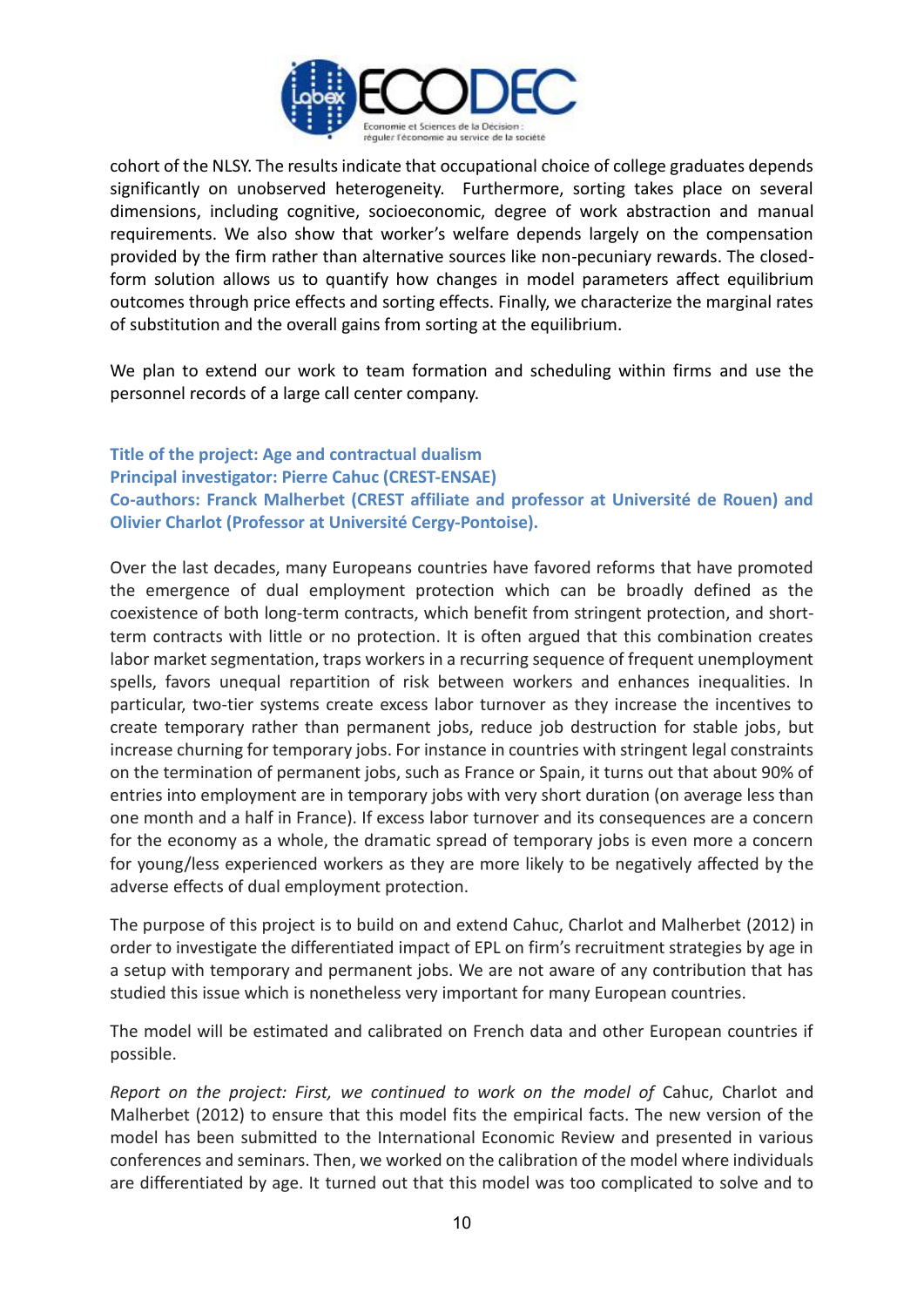cohort of the NLSY. The results indicate that occupational choice of college graduates depends significantly on unobserved heterogeneity. Furthermore, sorting takes place on several dimensions, including cognitive, socioeconomic, degree of work abstraction and manual requirements. We also show that worker's welfare depends largely on the compensation provided by the firm rather than alternative sources like non-pecuniary rewards. The closed-form solution allows us to quantify how changes in model parameters affect equilibrium outcomes through price effects and sorting effects. Finally, we characterize the marginal rates of substitution and the overall gains from sorting at the equilibrium.

We plan to extend our work to team formation and scheduling within firms and use the personnel records of a large call center company.

**Title of the project: Age and contractual dualism**
**Principal investigator: Pierre Cahuc (CREST-ENSAE)**
**Co-authors: Franck Malherbet (CREST affiliate and professor at Université de Rouen) and Olivier Charlot (Professor at Université Cergy-Pontoise).**

Over the last decades, many Europeans countries have favored reforms that have promoted the emergence of dual employment protection which can be broadly defined as the coexistence of both long-term contracts, which benefit from stringent protection, and short-term contracts with little or no protection. It is often argued that this combination creates labor market segmentation, traps workers in a recurring sequence of frequent unemployment spells, favors unequal repartition of risk between workers and enhances inequalities. In particular, two-tier systems create excess labor turnover as they increase the incentives to create temporary rather than permanent jobs, reduce job destruction for stable jobs, but increase churning for temporary jobs. For instance in countries with stringent legal constraints on the termination of permanent jobs, such as France or Spain, it turns out that about 90% of entries into employment are in temporary jobs with very short duration (on average less than one month and a half in France). If excess labor turnover and its consequences are a concern for the economy as a whole, the dramatic spread of temporary jobs is even more a concern for young/less experienced workers as they are more likely to be negatively affected by the adverse effects of dual employment protection.

The purpose of this project is to build on and extend Cahuc, Charlot and Malherbet (2012) in order to investigate the differentiated impact of EPL on firm's recruitment strategies by age in a setup with temporary and permanent jobs. We are not aware of any contribution that has studied this issue which is nonetheless very important for many European countries.

The model will be estimated and calibrated on French data and other European countries if possible.

*Report on the project: First, we continued to work on the model of* Cahuc, Charlot and Malherbet (2012) to ensure that this model fits the empirical facts. The new version of the model has been submitted to the International Economic Review and presented in various conferences and seminars. Then, we worked on the calibration of the model where individuals are differentiated by age. It turned out that this model was too complicated to solve and to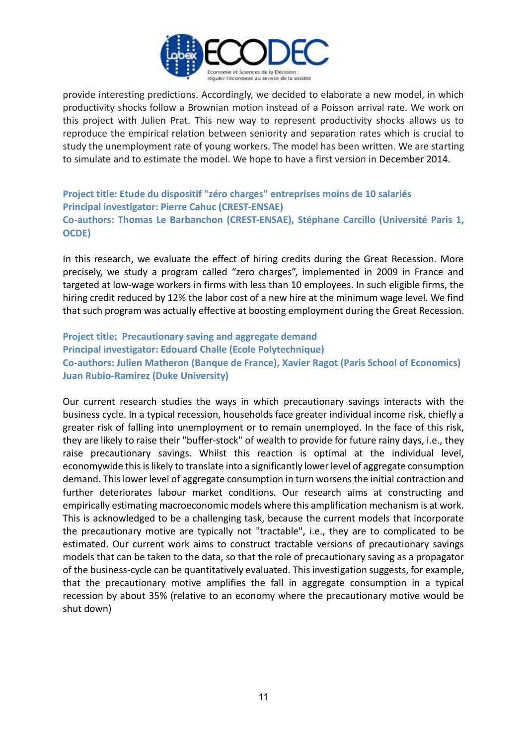provide interesting predictions. Accordingly, we decided to elaborate a new model, in which productivity shocks follow a Brownian motion instead of a Poisson arrival rate. We work on this project with Julien Prat. This new way to represent productivity shocks allows us to reproduce the empirical relation between seniority and separation rates which is crucial to study the unemployment rate of young workers. The model has been written. We are starting to simulate and to estimate the model. We hope to have a first version in December 2014.

**Project title: Etude du dispositif "zéro charges" entreprises moins de 10 salariés**
**Principal investigator: Pierre Cahuc (CREST-ENSAE)**
**Co-authors: Thomas Le Barbanchon (CREST-ENSAE), Stéphane Carcillo (Université Paris 1, OCDE)**

In this research, we evaluate the effect of hiring credits during the Great Recession. More precisely, we study a program called "zero charges", implemented in 2009 in France and targeted at low-wage workers in firms with less than 10 employees. In such eligible firms, the hiring credit reduced by 12% the labor cost of a new hire at the minimum wage level. We find that such program was actually effective at boosting employment during the Great Recession.

**Project title: Precautionary saving and aggregate demand**
**Principal investigator: Edouard Challe (Ecole Polytechnique)**
**Co-authors: Julien Matheron (Banque de France), Xavier Ragot (Paris School of Economics) Juan Rubio-Ramirez (Duke University)**

Our current research studies the ways in which precautionary savings interacts with the business cycle. In a typical recession, households face greater individual income risk, chiefly a greater risk of falling into unemployment or to remain unemployed. In the face of this risk, they are likely to raise their "buffer-stock" of wealth to provide for future rainy days, i.e., they raise precautionary savings. Whilst this reaction is optimal at the individual level, economywide this is likely to translate into a significantly lower level of aggregate consumption demand. This lower level of aggregate consumption in turn worsens the initial contraction and further deteriorates labour market conditions. Our research aims at constructing and empirically estimating macroeconomic models where this amplification mechanism is at work. This is acknowledged to be a challenging task, because the current models that incorporate the precautionary motive are typically not "tractable", i.e., they are to complicated to be estimated. Our current work aims to construct tractable versions of precautionary savings models that can be taken to the data, so that the role of precautionary saving as a propagator of the business-cycle can be quantitatively evaluated. This investigation suggests, for example, that the precautionary motive amplifies the fall in aggregate consumption in a typical recession by about 35% (relative to an economy where the precautionary motive would be shut down)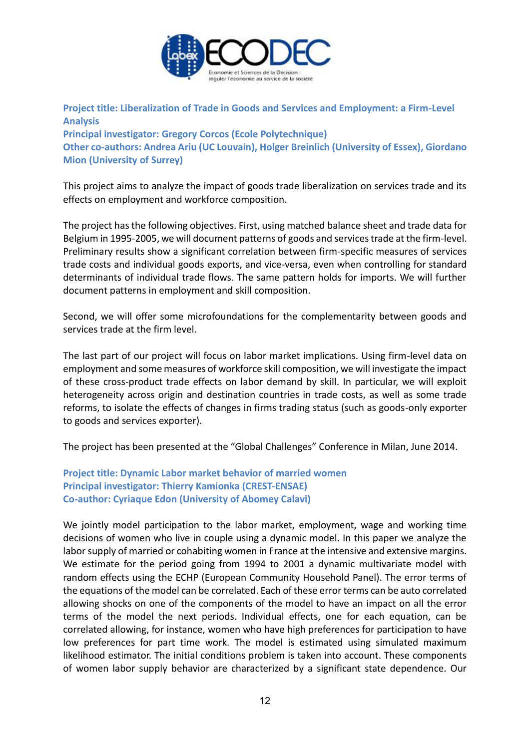**Project title: Liberalization of Trade in Goods and Services and Employment: a Firm-Level Analysis**
**Principal investigator: Gregory Corcos (Ecole Polytechnique)**
**Other co-authors: Andrea Ariu (UC Louvain), Holger Breinlich (University of Essex), Giordano Mion (University of Surrey)**

This project aims to analyze the impact of goods trade liberalization on services trade and its effects on employment and workforce composition.

The project has the following objectives. First, using matched balance sheet and trade data for Belgium in 1995-2005, we will document patterns of goods and services trade at the firm-level. Preliminary results show a significant correlation between firm-specific measures of services trade costs and individual goods exports, and vice-versa, even when controlling for standard determinants of individual trade flows. The same pattern holds for imports. We will further document patterns in employment and skill composition.

Second, we will offer some microfoundations for the complementarity between goods and services trade at the firm level.

The last part of our project will focus on labor market implications. Using firm-level data on employment and some measures of workforce skill composition, we will investigate the impact of these cross-product trade effects on labor demand by skill. In particular, we will exploit heterogeneity across origin and destination countries in trade costs, as well as some trade reforms, to isolate the effects of changes in firms trading status (such as goods-only exporter to goods and services exporter).

The project has been presented at the "Global Challenges" Conference in Milan, June 2014.

**Project title: Dynamic Labor market behavior of married women**
**Principal investigator: Thierry Kamionka (CREST-ENSAE)**
**Co-author: Cyriaque Edon (University of Abomey Calavi)**

We jointly model participation to the labor market, employment, wage and working time decisions of women who live in couple using a dynamic model. In this paper we analyze the labor supply of married or cohabiting women in France at the intensive and extensive margins. We estimate for the period going from 1994 to 2001 a dynamic multivariate model with random effects using the ECHP (European Community Household Panel). The error terms of the equations of the model can be correlated. Each of these error terms can be auto correlated allowing shocks on one of the components of the model to have an impact on all the error terms of the model the next periods. Individual effects, one for each equation, can be correlated allowing, for instance, women who have high preferences for participation to have low preferences for part time work. The model is estimated using simulated maximum likelihood estimator. The initial conditions problem is taken into account. These components of women labor supply behavior are characterized by a significant state dependence. Our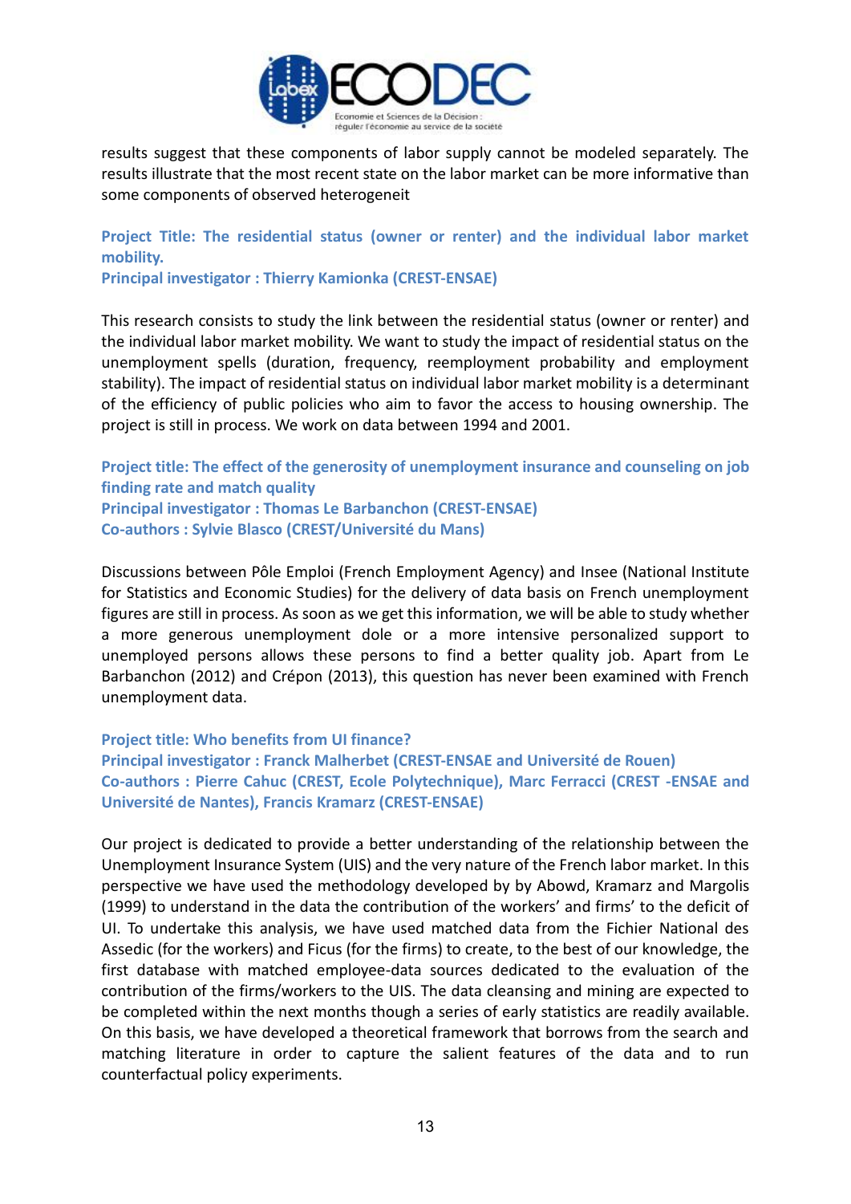results suggest that these components of labor supply cannot be modeled separately. The results illustrate that the most recent state on the labor market can be more informative than some components of observed heterogeneit

**Project Title: The residential status (owner or renter) and the individual labor market mobility.**
**Principal investigator : Thierry Kamionka (CREST-ENSAE)**

This research consists to study the link between the residential status (owner or renter) and the individual labor market mobility. We want to study the impact of residential status on the unemployment spells (duration, frequency, reemployment probability and employment stability). The impact of residential status on individual labor market mobility is a determinant of the efficiency of public policies who aim to favor the access to housing ownership. The project is still in process. We work on data between 1994 and 2001.

**Project title: The effect of the generosity of unemployment insurance and counseling on job finding rate and match quality**
**Principal investigator : Thomas Le Barbanchon (CREST-ENSAE)**
**Co-authors : Sylvie Blasco (CREST/Université du Mans)**

Discussions between Pôle Emploi (French Employment Agency) and Insee (National Institute for Statistics and Economic Studies) for the delivery of data basis on French unemployment figures are still in process. As soon as we get this information, we will be able to study whether a more generous unemployment dole or a more intensive personalized support to unemployed persons allows these persons to find a better quality job. Apart from Le Barbanchon (2012) and Crépon (2013), this question has never been examined with French unemployment data.

**Project title: Who benefits from UI finance?**
**Principal investigator : Franck Malherbet (CREST-ENSAE and Université de Rouen)**
**Co-authors : Pierre Cahuc (CREST, Ecole Polytechnique), Marc Ferracci (CREST -ENSAE and Université de Nantes), Francis Kramarz (CREST-ENSAE)**

Our project is dedicated to provide a better understanding of the relationship between the Unemployment Insurance System (UIS) and the very nature of the French labor market. In this perspective we have used the methodology developed by by Abowd, Kramarz and Margolis (1999) to understand in the data the contribution of the workers' and firms' to the deficit of UI. To undertake this analysis, we have used matched data from the Fichier National des Assedic (for the workers) and Ficus (for the firms) to create, to the best of our knowledge, the first database with matched employee-data sources dedicated to the evaluation of the contribution of the firms/workers to the UIS. The data cleansing and mining are expected to be completed within the next months though a series of early statistics are readily available. On this basis, we have developed a theoretical framework that borrows from the search and matching literature in order to capture the salient features of the data and to run counterfactual policy experiments.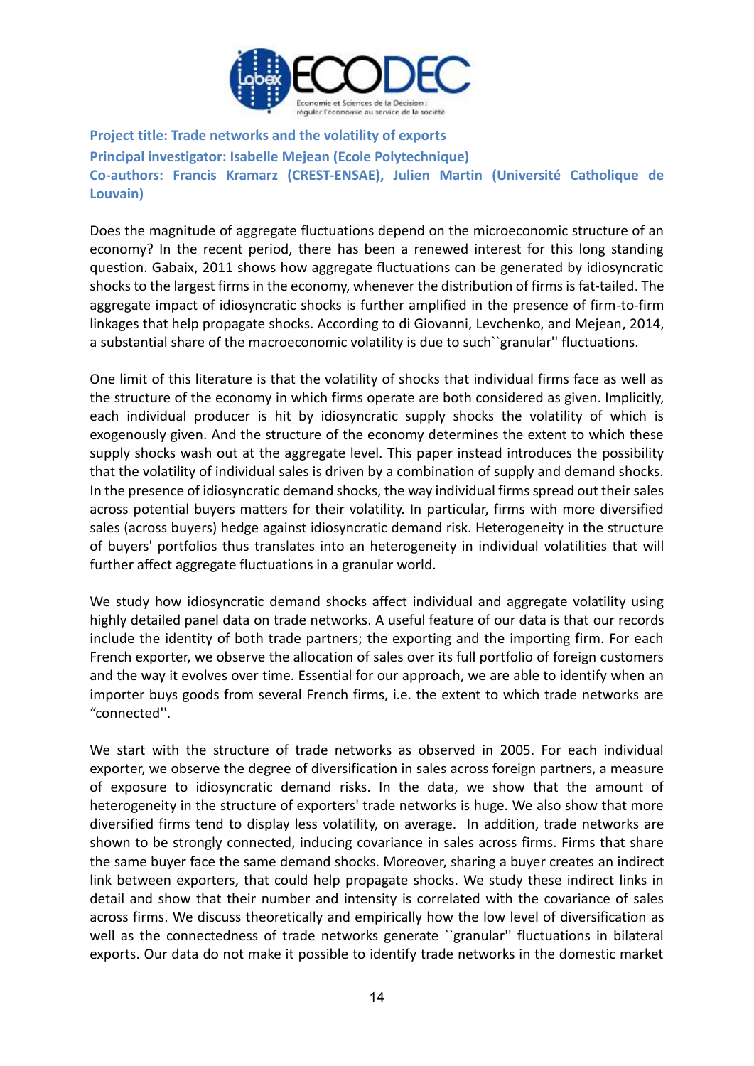**Project title: Trade networks and the volatility of exports**
**Principal investigator: Isabelle Mejean (Ecole Polytechnique)**
**Co-authors: Francis Kramarz (CREST-ENSAE), Julien Martin (Université Catholique de Louvain)**

Does the magnitude of aggregate fluctuations depend on the microeconomic structure of an economy? In the recent period, there has been a renewed interest for this long standing question. Gabaix, 2011 shows how aggregate fluctuations can be generated by idiosyncratic shocks to the largest firms in the economy, whenever the distribution of firms is fat-tailed. The aggregate impact of idiosyncratic shocks is further amplified in the presence of firm-to-firm linkages that help propagate shocks. According to di Giovanni, Levchenko, and Mejean, 2014, a substantial share of the macroeconomic volatility is due to such``granular'' fluctuations.

One limit of this literature is that the volatility of shocks that individual firms face as well as the structure of the economy in which firms operate are both considered as given. Implicitly, each individual producer is hit by idiosyncratic supply shocks the volatility of which is exogenously given. And the structure of the economy determines the extent to which these supply shocks wash out at the aggregate level. This paper instead introduces the possibility that the volatility of individual sales is driven by a combination of supply and demand shocks. In the presence of idiosyncratic demand shocks, the way individual firms spread out their sales across potential buyers matters for their volatility. In particular, firms with more diversified sales (across buyers) hedge against idiosyncratic demand risk. Heterogeneity in the structure of buyers' portfolios thus translates into an heterogeneity in individual volatilities that will further affect aggregate fluctuations in a granular world.

We study how idiosyncratic demand shocks affect individual and aggregate volatility using highly detailed panel data on trade networks. A useful feature of our data is that our records include the identity of both trade partners; the exporting and the importing firm. For each French exporter, we observe the allocation of sales over its full portfolio of foreign customers and the way it evolves over time. Essential for our approach, we are able to identify when an importer buys goods from several French firms, i.e. the extent to which trade networks are "connected''.

We start with the structure of trade networks as observed in 2005. For each individual exporter, we observe the degree of diversification in sales across foreign partners, a measure of exposure to idiosyncratic demand risks. In the data, we show that the amount of heterogeneity in the structure of exporters' trade networks is huge. We also show that more diversified firms tend to display less volatility, on average. In addition, trade networks are shown to be strongly connected, inducing covariance in sales across firms. Firms that share the same buyer face the same demand shocks. Moreover, sharing a buyer creates an indirect link between exporters, that could help propagate shocks. We study these indirect links in detail and show that their number and intensity is correlated with the covariance of sales across firms. We discuss theoretically and empirically how the low level of diversification as well as the connectedness of trade networks generate ``granular'' fluctuations in bilateral exports. Our data do not make it possible to identify trade networks in the domestic market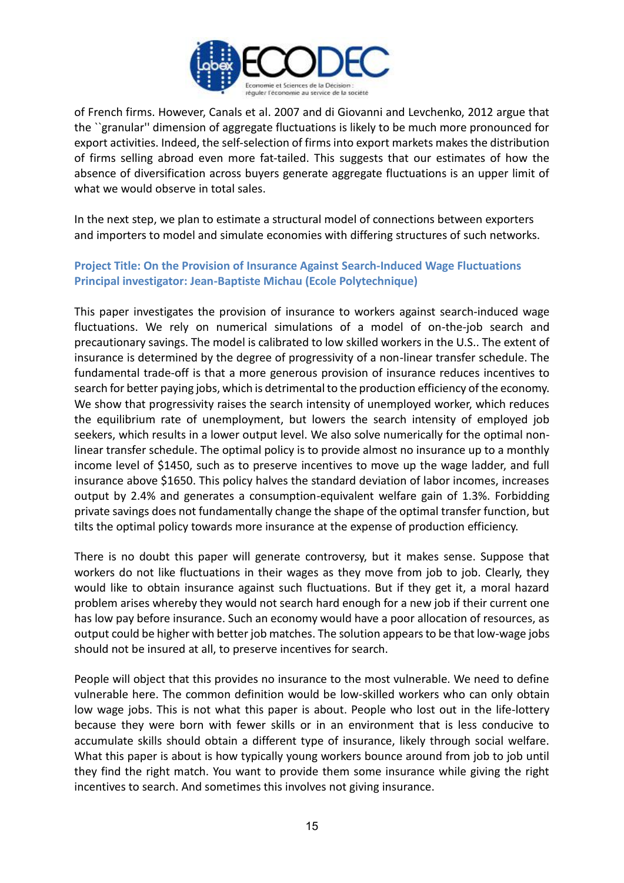of French firms. However, Canals et al. 2007 and di Giovanni and Levchenko, 2012 argue that the ``granular'' dimension of aggregate fluctuations is likely to be much more pronounced for export activities. Indeed, the self-selection of firms into export markets makes the distribution of firms selling abroad even more fat-tailed. This suggests that our estimates of how the absence of diversification across buyers generate aggregate fluctuations is an upper limit of what we would observe in total sales.

In the next step, we plan to estimate a structural model of connections between exporters and importers to model and simulate economies with differing structures of such networks.

**Project Title: On the Provision of Insurance Against Search-Induced Wage Fluctuations**
**Principal investigator: Jean-Baptiste Michau (Ecole Polytechnique)**

This paper investigates the provision of insurance to workers against search-induced wage fluctuations. We rely on numerical simulations of a model of on-the-job search and precautionary savings. The model is calibrated to low skilled workers in the U.S.. The extent of insurance is determined by the degree of progressivity of a non-linear transfer schedule. The fundamental trade-off is that a more generous provision of insurance reduces incentives to search for better paying jobs, which is detrimental to the production efficiency of the economy. We show that progressivity raises the search intensity of unemployed worker, which reduces the equilibrium rate of unemployment, but lowers the search intensity of employed job seekers, which results in a lower output level. We also solve numerically for the optimal non-linear transfer schedule. The optimal policy is to provide almost no insurance up to a monthly income level of $1450, such as to preserve incentives to move up the wage ladder, and full insurance above $1650. This policy halves the standard deviation of labor incomes, increases output by 2.4% and generates a consumption-equivalent welfare gain of 1.3%. Forbidding private savings does not fundamentally change the shape of the optimal transfer function, but tilts the optimal policy towards more insurance at the expense of production efficiency.

There is no doubt this paper will generate controversy, but it makes sense. Suppose that workers do not like fluctuations in their wages as they move from job to job. Clearly, they would like to obtain insurance against such fluctuations. But if they get it, a moral hazard problem arises whereby they would not search hard enough for a new job if their current one has low pay before insurance. Such an economy would have a poor allocation of resources, as output could be higher with better job matches. The solution appears to be that low-wage jobs should not be insured at all, to preserve incentives for search.

People will object that this provides no insurance to the most vulnerable. We need to define vulnerable here. The common definition would be low-skilled workers who can only obtain low wage jobs. This is not what this paper is about. People who lost out in the life-lottery because they were born with fewer skills or in an environment that is less conducive to accumulate skills should obtain a different type of insurance, likely through social welfare. What this paper is about is how typically young workers bounce around from job to job until they find the right match. You want to provide them some insurance while giving the right incentives to search. And sometimes this involves not giving insurance.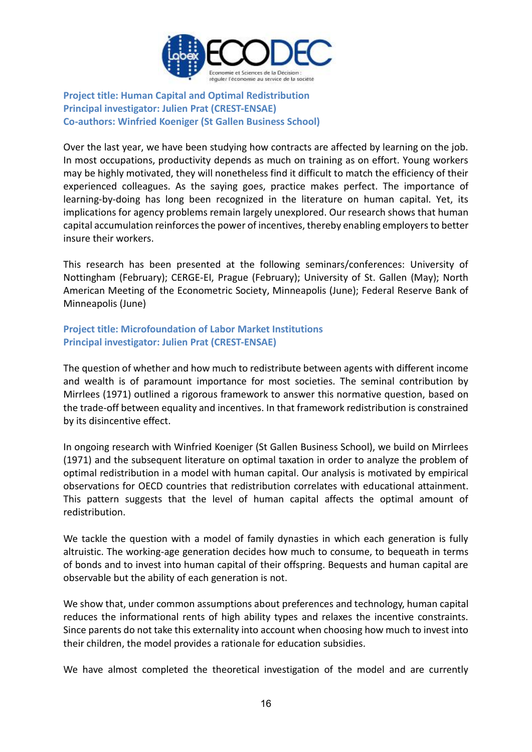**Project title: Human Capital and Optimal Redistribution**
**Principal investigator: Julien Prat (CREST-ENSAE)**
**Co-authors: Winfried Koeniger (St Gallen Business School)**

Over the last year, we have been studying how contracts are affected by learning on the job. In most occupations, productivity depends as much on training as on effort. Young workers may be highly motivated, they will nonetheless find it difficult to match the efficiency of their experienced colleagues. As the saying goes, practice makes perfect. The importance of learning-by-doing has long been recognized in the literature on human capital. Yet, its implications for agency problems remain largely unexplored. Our research shows that human capital accumulation reinforces the power of incentives, thereby enabling employers to better insure their workers.

This research has been presented at the following seminars/conferences: University of Nottingham (February); CERGE-EI, Prague (February); University of St. Gallen (May); North American Meeting of the Econometric Society, Minneapolis (June); Federal Reserve Bank of Minneapolis (June)

**Project title: Microfoundation of Labor Market Institutions**
**Principal investigator: Julien Prat (CREST-ENSAE)**

The question of whether and how much to redistribute between agents with different income and wealth is of paramount importance for most societies. The seminal contribution by Mirrlees (1971) outlined a rigorous framework to answer this normative question, based on the trade-off between equality and incentives. In that framework redistribution is constrained by its disincentive effect.

In ongoing research with Winfried Koeniger (St Gallen Business School), we build on Mirrlees (1971) and the subsequent literature on optimal taxation in order to analyze the problem of optimal redistribution in a model with human capital. Our analysis is motivated by empirical observations for OECD countries that redistribution correlates with educational attainment. This pattern suggests that the level of human capital affects the optimal amount of redistribution.

We tackle the question with a model of family dynasties in which each generation is fully altruistic. The working-age generation decides how much to consume, to bequeath in terms of bonds and to invest into human capital of their offspring. Bequests and human capital are observable but the ability of each generation is not.

We show that, under common assumptions about preferences and technology, human capital reduces the informational rents of high ability types and relaxes the incentive constraints. Since parents do not take this externality into account when choosing how much to invest into their children, the model provides a rationale for education subsidies.

We have almost completed the theoretical investigation of the model and are currently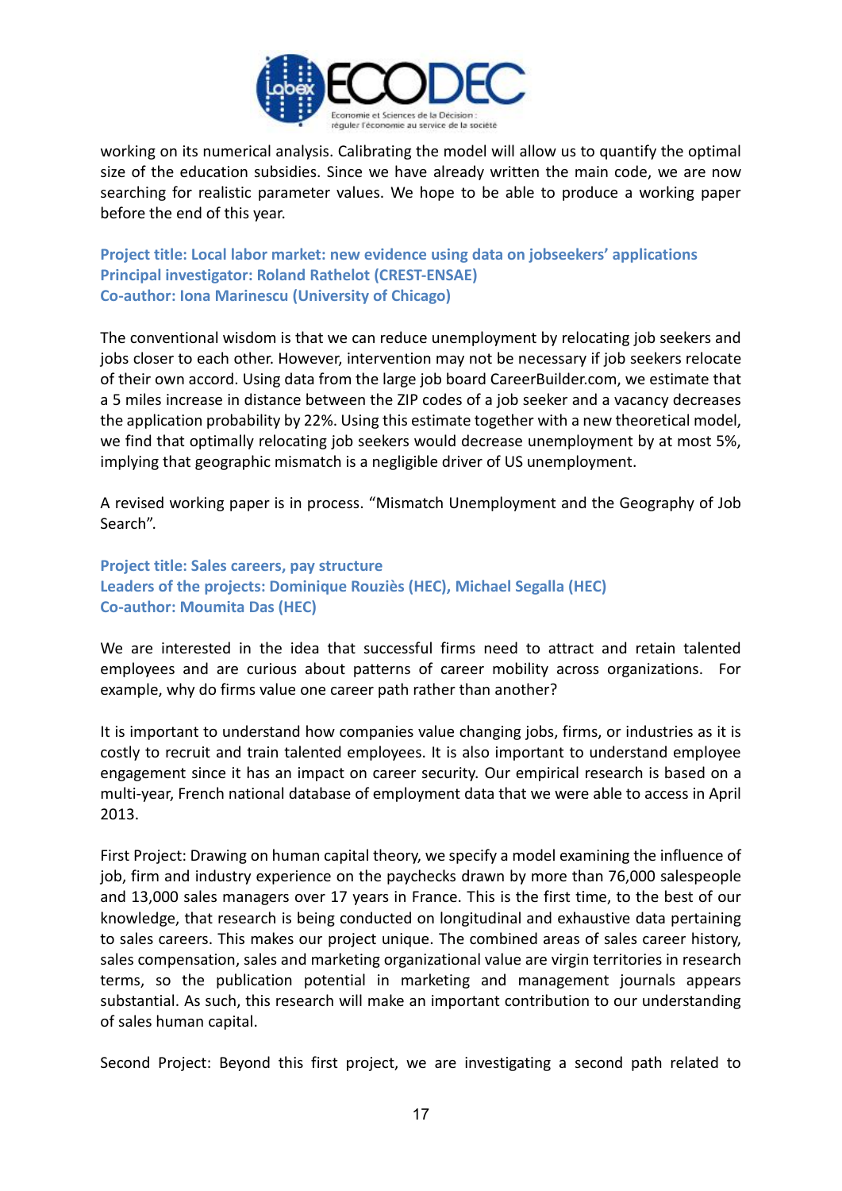working on its numerical analysis. Calibrating the model will allow us to quantify the optimal size of the education subsidies. Since we have already written the main code, we are now searching for realistic parameter values. We hope to be able to produce a working paper before the end of this year.

**Project title: Local labor market: new evidence using data on jobseekers' applications**
**Principal investigator: Roland Rathelot (CREST-ENSAE)**
**Co-author: Iona Marinescu (University of Chicago)**

The conventional wisdom is that we can reduce unemployment by relocating job seekers and jobs closer to each other. However, intervention may not be necessary if job seekers relocate of their own accord. Using data from the large job board CareerBuilder.com, we estimate that a 5 miles increase in distance between the ZIP codes of a job seeker and a vacancy decreases the application probability by 22%. Using this estimate together with a new theoretical model, we find that optimally relocating job seekers would decrease unemployment by at most 5%, implying that geographic mismatch is a negligible driver of US unemployment.

A revised working paper is in process. "Mismatch Unemployment and the Geography of Job Search".

**Project title: Sales careers, pay structure**
**Leaders of the projects: Dominique Rouziès (HEC), Michael Segalla (HEC)**
**Co-author: Moumita Das (HEC)**

We are interested in the idea that successful firms need to attract and retain talented employees and are curious about patterns of career mobility across organizations. For example, why do firms value one career path rather than another?

It is important to understand how companies value changing jobs, firms, or industries as it is costly to recruit and train talented employees. It is also important to understand employee engagement since it has an impact on career security. Our empirical research is based on a multi-year, French national database of employment data that we were able to access in April 2013.

First Project: Drawing on human capital theory, we specify a model examining the influence of job, firm and industry experience on the paychecks drawn by more than 76,000 salespeople and 13,000 sales managers over 17 years in France. This is the first time, to the best of our knowledge, that research is being conducted on longitudinal and exhaustive data pertaining to sales careers. This makes our project unique. The combined areas of sales career history, sales compensation, sales and marketing organizational value are virgin territories in research terms, so the publication potential in marketing and management journals appears substantial. As such, this research will make an important contribution to our understanding of sales human capital.

Second Project: Beyond this first project, we are investigating a second path related to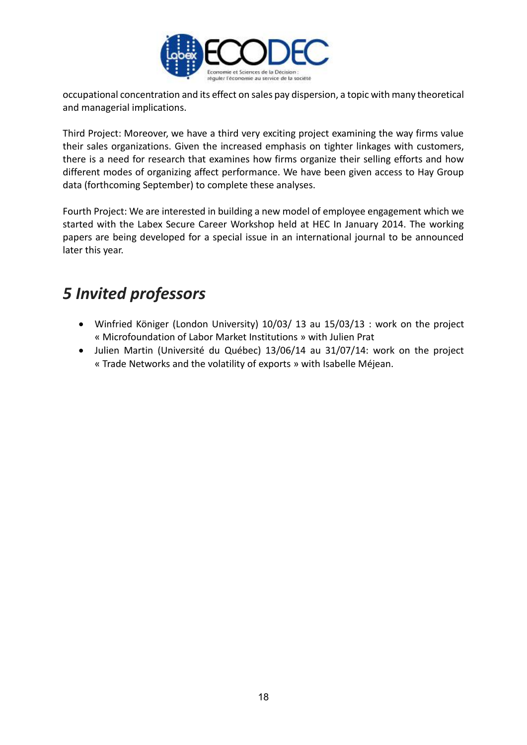occupational concentration and its effect on sales pay dispersion, a topic with many theoretical and managerial implications.

Third Project: Moreover, we have a third very exciting project examining the way firms value their sales organizations. Given the increased emphasis on tighter linkages with customers, there is a need for research that examines how firms organize their selling efforts and how different modes of organizing affect performance. We have been given access to Hay Group data (forthcoming September) to complete these analyses.

Fourth Project: We are interested in building a new model of employee engagement which we started with the Labex Secure Career Workshop held at HEC In January 2014. The working papers are being developed for a special issue in an international journal to be announced later this year.

## *5 Invited professors*

- Winfried Königer (London University) 10/03/ 13 au 15/03/13 : work on the project « Microfoundation of Labor Market Institutions » with Julien Prat
- Julien Martin (Université du Québec) 13/06/14 au 31/07/14: work on the project « Trade Networks and the volatility of exports » with Isabelle Méjean.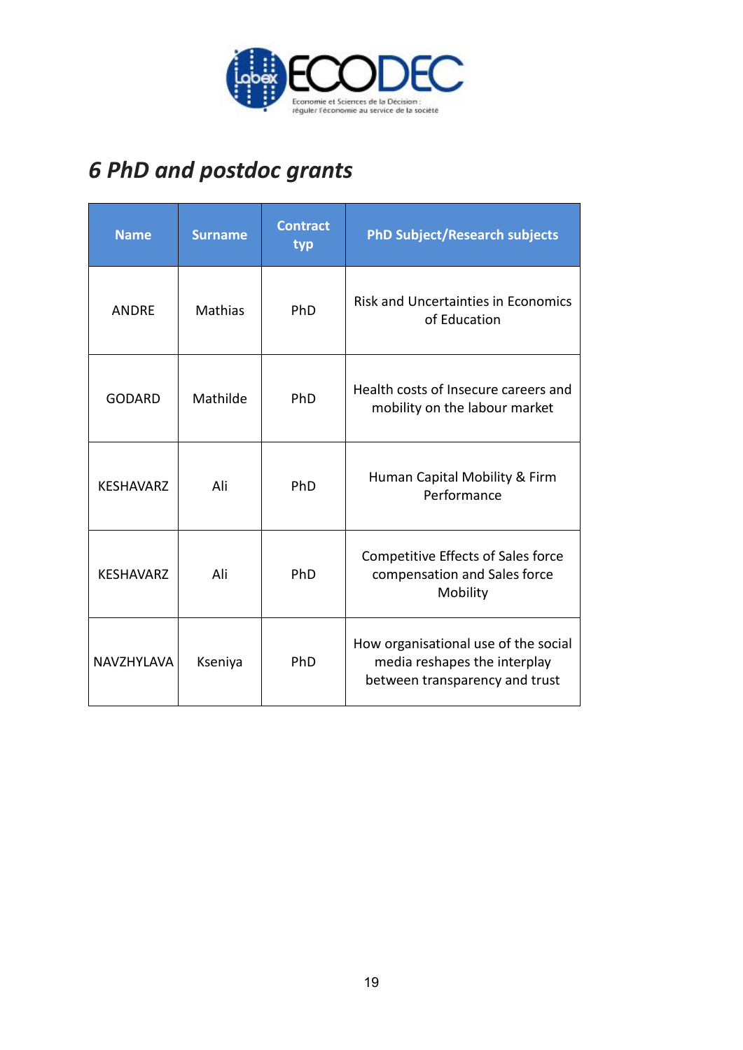# 6 PhD and postdoc grants

| Name | Surname | Contract typ | PhD Subject/Research subjects |
| --- | --- | --- | --- |
| ANDRE | Mathias | PhD | Risk and Uncertainties in Economics of Education |
| GODARD | Mathilde | PhD | Health costs of Insecure careers and mobility on the labour market |
| KESHAVARZ | Ali | PhD | Human Capital Mobility & Firm Performance |
| KESHAVARZ | Ali | PhD | Competitive Effects of Sales force compensation and Sales force Mobility |
| NAVZHYLAVA | Kseniya | PhD | How organisational use of the social media reshapes the interplay between transparency and trust |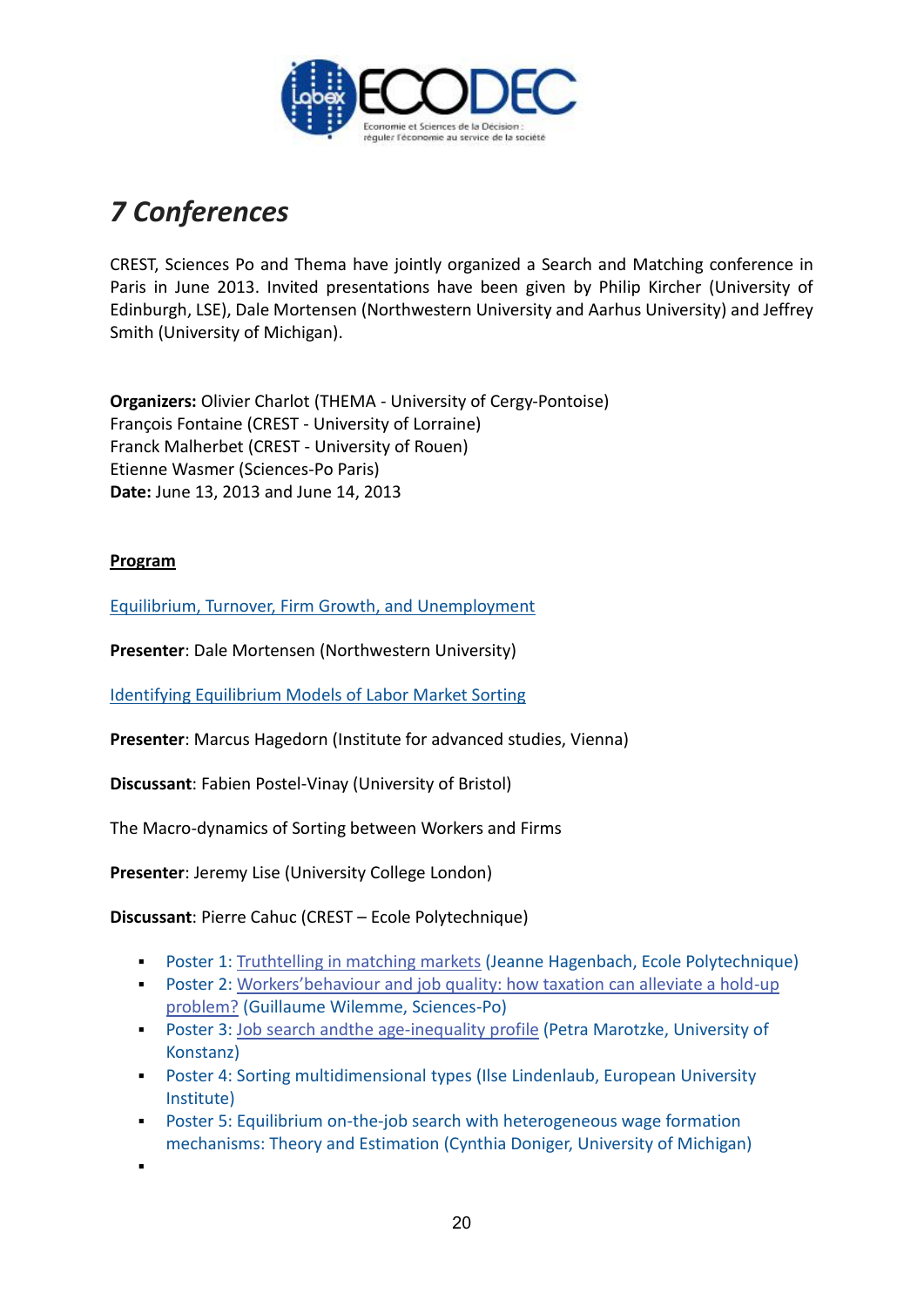# *7 Conferences*

CREST, Sciences Po and Thema have jointly organized a Search and Matching conference in Paris in June 2013. Invited presentations have been given by Philip Kircher (University of Edinburgh, LSE), Dale Mortensen (Northwestern University and Aarhus University) and Jeffrey Smith (University of Michigan).

**Organizers:** Olivier Charlot (THEMA - University of Cergy-Pontoise)
François Fontaine (CREST - University of Lorraine)
Franck Malherbet (CREST - University of Rouen)
Etienne Wasmer (Sciences-Po Paris)
**Date:** June 13, 2013 and June 14, 2013

**Program**

Equilibrium, Turnover, Firm Growth, and Unemployment

**Presenter**: Dale Mortensen (Northwestern University)

Identifying Equilibrium Models of Labor Market Sorting

**Presenter**: Marcus Hagedorn (Institute for advanced studies, Vienna)

**Discussant**: Fabien Postel-Vinay (University of Bristol)

The Macro-dynamics of Sorting between Workers and Firms

**Presenter**: Jeremy Lise (University College London)

**Discussant**: Pierre Cahuc (CREST – Ecole Polytechnique)

- Poster 1: Truthtelling in matching markets (Jeanne Hagenbach, Ecole Polytechnique)
- Poster 2: Workers'behaviour and job quality: how taxation can alleviate a hold-up problem? (Guillaume Wilemme, Sciences-Po)
- Poster 3: Job search andthe age-inequality profile (Petra Marotzke, University of Konstanz)
- Poster 4: Sorting multidimensional types (Ilse Lindenlaub, European University Institute)
- Poster 5: Equilibrium on-the-job search with heterogeneous wage formation mechanisms: Theory and Estimation (Cynthia Doniger, University of Michigan)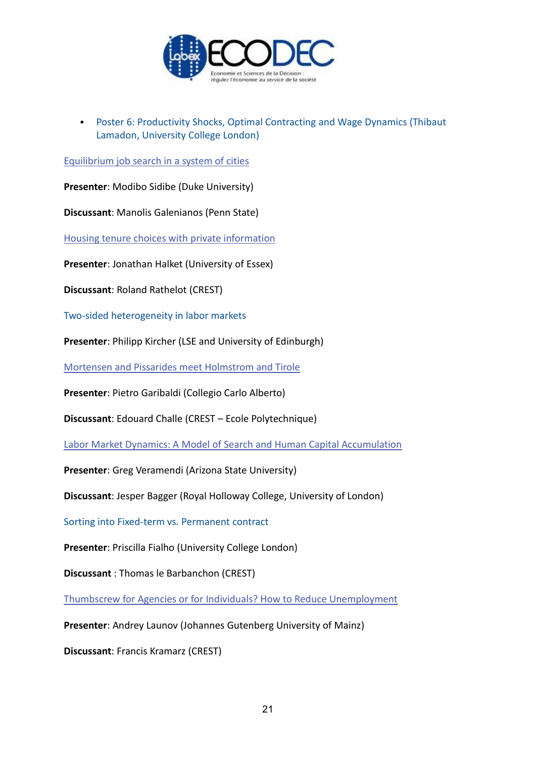- Poster 6: Productivity Shocks, Optimal Contracting and Wage Dynamics (Thibaut Lamadon, University College London)

Equilibrium job search in a system of cities

**Presenter**: Modibo Sidibe (Duke University)

**Discussant**: Manolis Galenianos (Penn State)

Housing tenure choices with private information

**Presenter**: Jonathan Halket (University of Essex)

**Discussant**: Roland Rathelot (CREST)

Two-sided heterogeneity in labor markets

**Presenter**: Philipp Kircher (LSE and University of Edinburgh)

Mortensen and Pissarides meet Holmstrom and Tirole

**Presenter**: Pietro Garibaldi (Collegio Carlo Alberto)

**Discussant**: Edouard Challe (CREST – Ecole Polytechnique)

Labor Market Dynamics: A Model of Search and Human Capital Accumulation

**Presenter**: Greg Veramendi (Arizona State University)

**Discussant**: Jesper Bagger (Royal Holloway College, University of London)

Sorting into Fixed-term vs. Permanent contract

**Presenter**: Priscilla Fialho (University College London)

**Discussant** : Thomas le Barbanchon (CREST)

Thumbscrew for Agencies or for Individuals? How to Reduce Unemployment

**Presenter**: Andrey Launov (Johannes Gutenberg University of Mainz)

**Discussant**: Francis Kramarz (CREST)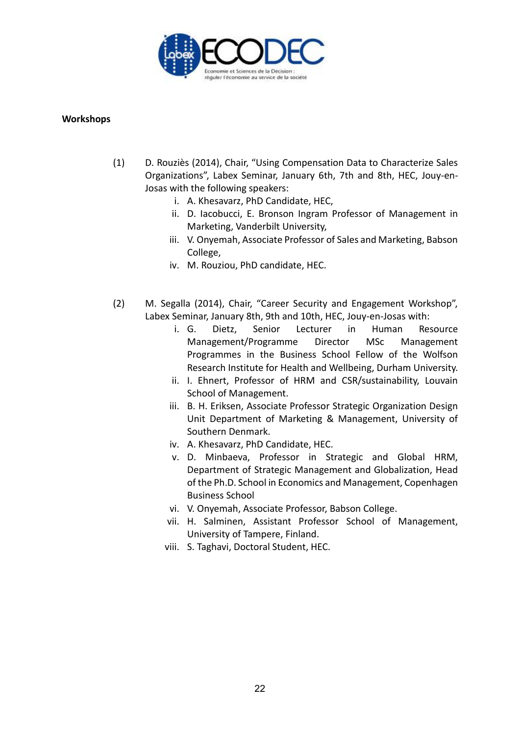**Workshops**

(1) D. Rouziès (2014), Chair, "Using Compensation Data to Characterize Sales Organizations", Labex Seminar, January 6th, 7th and 8th, HEC, Jouy-en-Josas with the following speakers:

   i. A. Khesavarz, PhD Candidate, HEC,
   ii. D. Iacobucci, E. Bronson Ingram Professor of Management in Marketing, Vanderbilt University,
   iii. V. Onyemah, Associate Professor of Sales and Marketing, Babson College,
   iv. M. Rouziou, PhD candidate, HEC.

(2) M. Segalla (2014), Chair, "Career Security and Engagement Workshop", Labex Seminar, January 8th, 9th and 10th, HEC, Jouy-en-Josas with:

   i. G. Dietz, Senior Lecturer in Human Resource Management/Programme Director MSc Management Programmes in the Business School Fellow of the Wolfson Research Institute for Health and Wellbeing, Durham University.
   ii. I. Ehnert, Professor of HRM and CSR/sustainability, Louvain School of Management.
   iii. B. H. Eriksen, Associate Professor Strategic Organization Design Unit Department of Marketing & Management, University of Southern Denmark.
   iv. A. Khesavarz, PhD Candidate, HEC.
   v. D. Minbaeva, Professor in Strategic and Global HRM, Department of Strategic Management and Globalization, Head of the Ph.D. School in Economics and Management, Copenhagen Business School
   vi. V. Onyemah, Associate Professor, Babson College.
   vii. H. Salminen, Assistant Professor School of Management, University of Tampere, Finland.
   viii. S. Taghavi, Doctoral Student, HEC.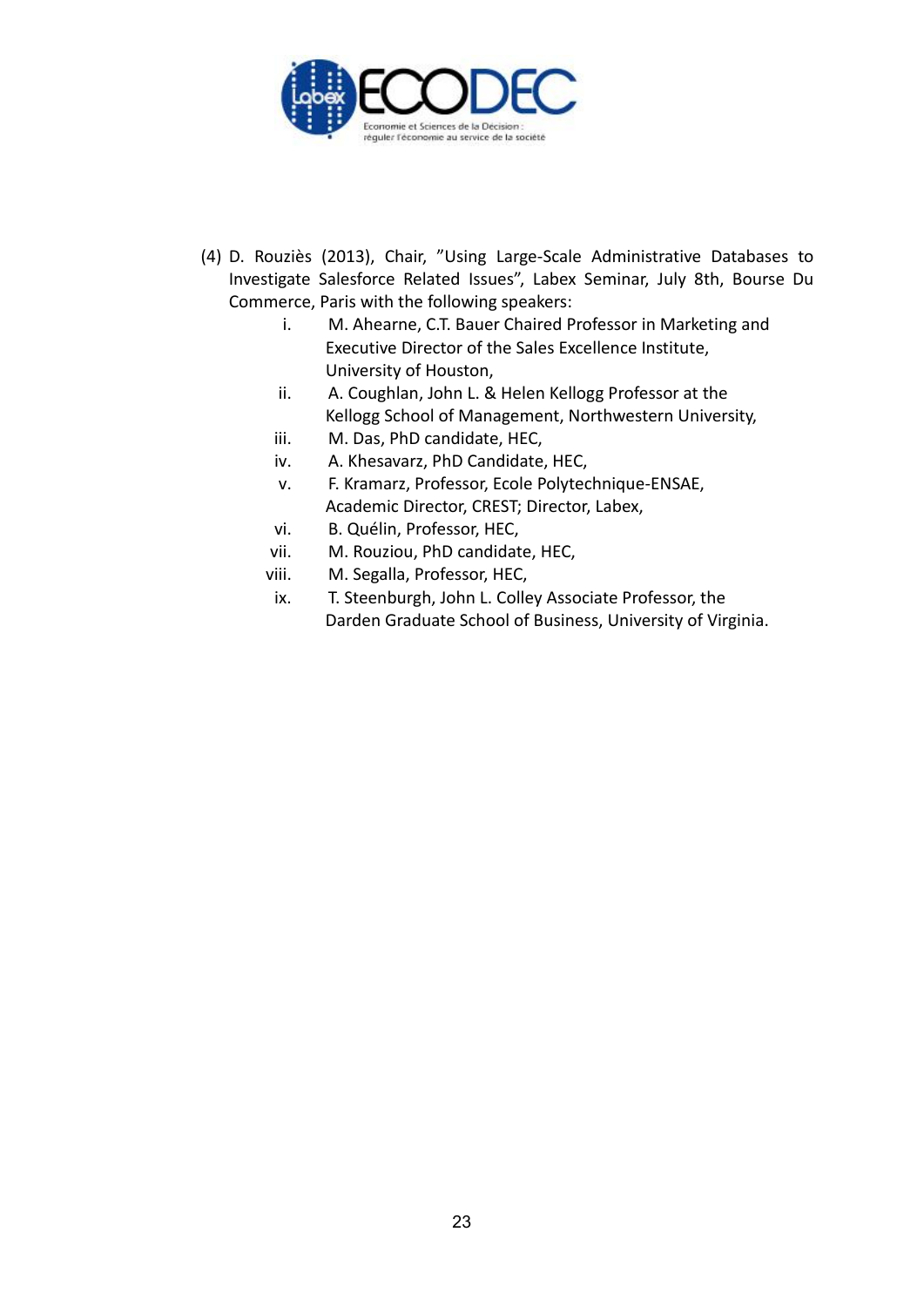(4) D. Rouziès (2013), Chair, ”Using Large-Scale Administrative Databases to Investigate Salesforce Related Issues”, Labex Seminar, July 8th, Bourse Du Commerce, Paris with the following speakers:

i. M. Ahearne, C.T. Bauer Chaired Professor in Marketing and Executive Director of the Sales Excellence Institute, University of Houston,

ii. A. Coughlan, John L. & Helen Kellogg Professor at the Kellogg School of Management, Northwestern University,

iii. M. Das, PhD candidate, HEC,

iv. A. Khesavarz, PhD Candidate, HEC,

v. F. Kramarz, Professor, Ecole Polytechnique-ENSAE, Academic Director, CREST; Director, Labex,

vi. B. Quélin, Professor, HEC,

vii. M. Rouziou, PhD candidate, HEC,

viii. M. Segalla, Professor, HEC,

ix. T. Steenburgh, John L. Colley Associate Professor, the Darden Graduate School of Business, University of Virginia.